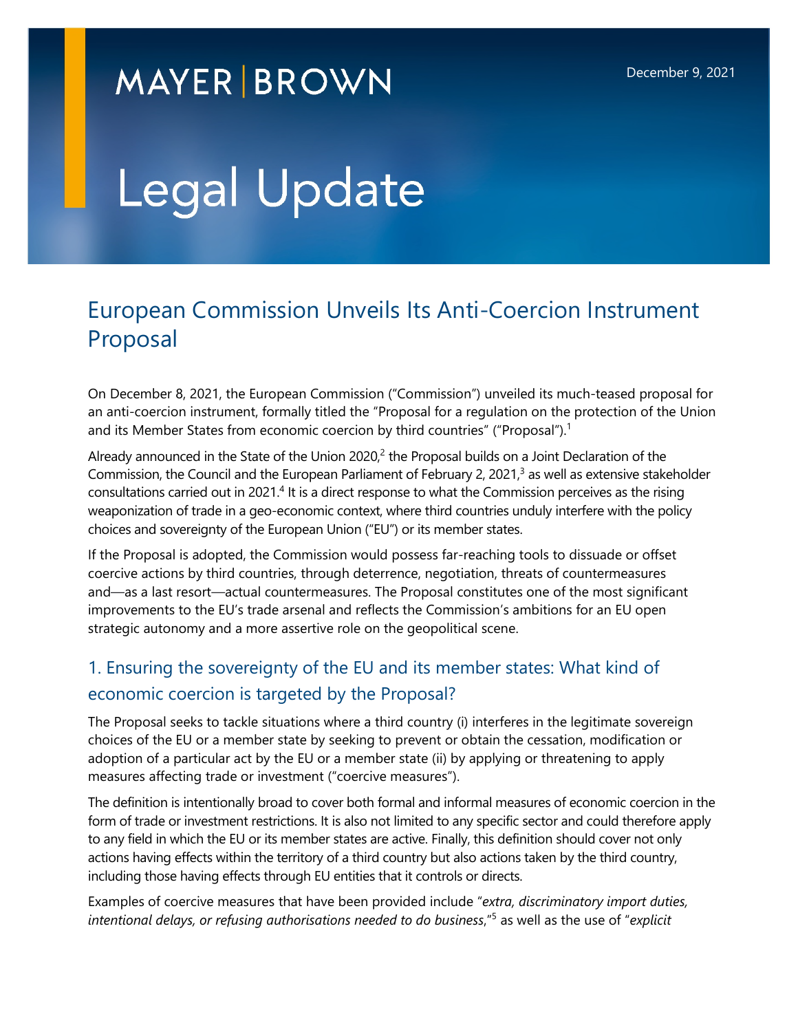MAYER | BROWN

December 9, 2021

# Legal Update

## European Commission Unveils Its Anti-Coercion Instrument Proposal

On December 8, 2021, the European Commission ("Commission") unveiled its much-teased proposal for an anti-coercion instrument, formally titled the "Proposal for a regulation on the protection of the Union and its Member States from economic coercion by third countries" ("Proposal").[1]

Already announced in the State of the Union 2020,[2] the Proposal builds on a Joint Declaration of the Commission, the Council and the European Parliament of February 2, 2021,[3] as well as extensive stakeholder consultations carried out in 2021.[4] It is a direct response to what the Commission perceives as the rising weaponization of trade in a geo-economic context, where third countries unduly interfere with the policy choices and sovereignty of the European Union ("EU") or its member states.

If the Proposal is adopted, the Commission would possess far-reaching tools to dissuade or offset coercive actions by third countries, through deterrence, negotiation, threats of countermeasures and—as a last resort—actual countermeasures. The Proposal constitutes one of the most significant improvements to the EU's trade arsenal and reflects the Commission's ambitions for an EU open strategic autonomy and a more assertive role on the geopolitical scene.

### 1. Ensuring the sovereignty of the EU and its member states: What kind of economic coercion is targeted by the Proposal?

The Proposal seeks to tackle situations where a third country (i) interferes in the legitimate sovereign choices of the EU or a member state by seeking to prevent or obtain the cessation, modification or adoption of a particular act by the EU or a member state (ii) by applying or threatening to apply measures affecting trade or investment ("coercive measures").

The definition is intentionally broad to cover both formal and informal measures of economic coercion in the form of trade or investment restrictions. It is also not limited to any specific sector and could therefore apply to any field in which the EU or its member states are active. Finally, this definition should cover not only actions having effects within the territory of a third country but also actions taken by the third country, including those having effects through EU entities that it controls or directs.

Examples of coercive measures that have been provided include "*extra, discriminatory import duties, intentional delays, or refusing authorisations needed to do business*,"[5] as well as the use of "*explicit*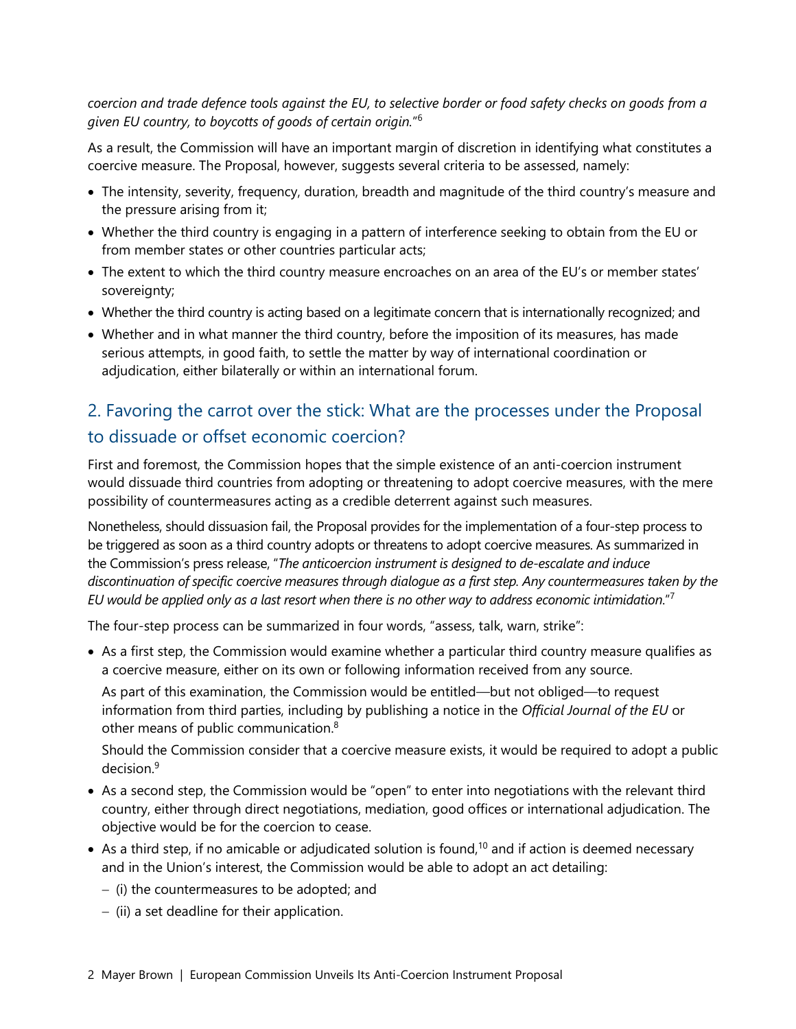*coercion and trade defence tools against the EU, to selective border or food safety checks on goods from a given EU country, to boycotts of goods of certain origin.*"[6]

As a result, the Commission will have an important margin of discretion in identifying what constitutes a coercive measure. The Proposal, however, suggests several criteria to be assessed, namely:

- The intensity, severity, frequency, duration, breadth and magnitude of the third country's measure and the pressure arising from it;
- Whether the third country is engaging in a pattern of interference seeking to obtain from the EU or from member states or other countries particular acts;
- The extent to which the third country measure encroaches on an area of the EU's or member states' sovereignty;
- Whether the third country is acting based on a legitimate concern that is internationally recognized; and
- Whether and in what manner the third country, before the imposition of its measures, has made serious attempts, in good faith, to settle the matter by way of international coordination or adjudication, either bilaterally or within an international forum.

## 2. Favoring the carrot over the stick: What are the processes under the Proposal to dissuade or offset economic coercion?

First and foremost, the Commission hopes that the simple existence of an anti-coercion instrument would dissuade third countries from adopting or threatening to adopt coercive measures, with the mere possibility of countermeasures acting as a credible deterrent against such measures.

Nonetheless, should dissuasion fail, the Proposal provides for the implementation of a four-step process to be triggered as soon as a third country adopts or threatens to adopt coercive measures. As summarized in the Commission's press release, "*The anticoercion instrument is designed to de-escalate and induce discontinuation of specific coercive measures through dialogue as a first step. Any countermeasures taken by the EU would be applied only as a last resort when there is no other way to address economic intimidation.*"[7]

The four-step process can be summarized in four words, "assess, talk, warn, strike":

- As a first step, the Commission would examine whether a particular third country measure qualifies as a coercive measure, either on its own or following information received from any source.

  As part of this examination, the Commission would be entitled—but not obliged—to request information from third parties, including by publishing a notice in the *Official Journal of the EU* or other means of public communication.[8]

  Should the Commission consider that a coercive measure exists, it would be required to adopt a public decision.[9]

- As a second step, the Commission would be "open" to enter into negotiations with the relevant third country, either through direct negotiations, mediation, good offices or international adjudication. The objective would be for the coercion to cease.
- As a third step, if no amicable or adjudicated solution is found,[10] and if action is deemed necessary and in the Union's interest, the Commission would be able to adopt an act detailing:
  - (i) the countermeasures to be adopted; and
  - (ii) a set deadline for their application.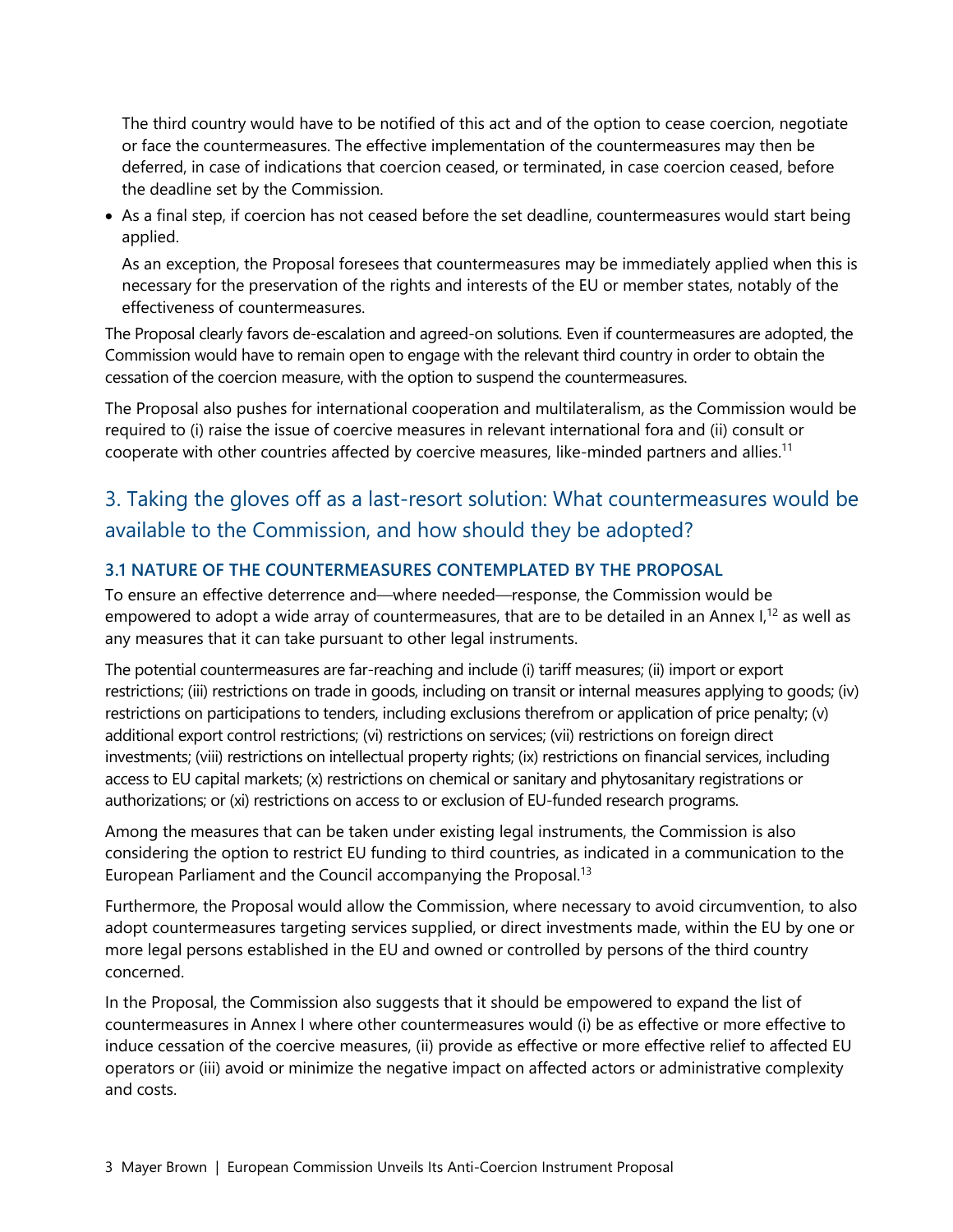The third country would have to be notified of this act and of the option to cease coercion, negotiate or face the countermeasures. The effective implementation of the countermeasures may then be deferred, in case of indications that coercion ceased, or terminated, in case coercion ceased, before the deadline set by the Commission.

- As a final step, if coercion has not ceased before the set deadline, countermeasures would start being applied.

  As an exception, the Proposal foresees that countermeasures may be immediately applied when this is necessary for the preservation of the rights and interests of the EU or member states, notably of the effectiveness of countermeasures.

The Proposal clearly favors de-escalation and agreed-on solutions. Even if countermeasures are adopted, the Commission would have to remain open to engage with the relevant third country in order to obtain the cessation of the coercion measure, with the option to suspend the countermeasures.

The Proposal also pushes for international cooperation and multilateralism, as the Commission would be required to (i) raise the issue of coercive measures in relevant international fora and (ii) consult or cooperate with other countries affected by coercive measures, like-minded partners and allies.[11]

## 3. Taking the gloves off as a last-resort solution: What countermeasures would be available to the Commission, and how should they be adopted?

### 3.1 NATURE OF THE COUNTERMEASURES CONTEMPLATED BY THE PROPOSAL

To ensure an effective deterrence and—where needed—response, the Commission would be empowered to adopt a wide array of countermeasures, that are to be detailed in an Annex I,[12] as well as any measures that it can take pursuant to other legal instruments.

The potential countermeasures are far-reaching and include (i) tariff measures; (ii) import or export restrictions; (iii) restrictions on trade in goods, including on transit or internal measures applying to goods; (iv) restrictions on participations to tenders, including exclusions therefrom or application of price penalty; (v) additional export control restrictions; (vi) restrictions on services; (vii) restrictions on foreign direct investments; (viii) restrictions on intellectual property rights; (ix) restrictions on financial services, including access to EU capital markets; (x) restrictions on chemical or sanitary and phytosanitary registrations or authorizations; or (xi) restrictions on access to or exclusion of EU-funded research programs.

Among the measures that can be taken under existing legal instruments, the Commission is also considering the option to restrict EU funding to third countries, as indicated in a communication to the European Parliament and the Council accompanying the Proposal.[13]

Furthermore, the Proposal would allow the Commission, where necessary to avoid circumvention, to also adopt countermeasures targeting services supplied, or direct investments made, within the EU by one or more legal persons established in the EU and owned or controlled by persons of the third country concerned.

In the Proposal, the Commission also suggests that it should be empowered to expand the list of countermeasures in Annex I where other countermeasures would (i) be as effective or more effective to induce cessation of the coercive measures, (ii) provide as effective or more effective relief to affected EU operators or (iii) avoid or minimize the negative impact on affected actors or administrative complexity and costs.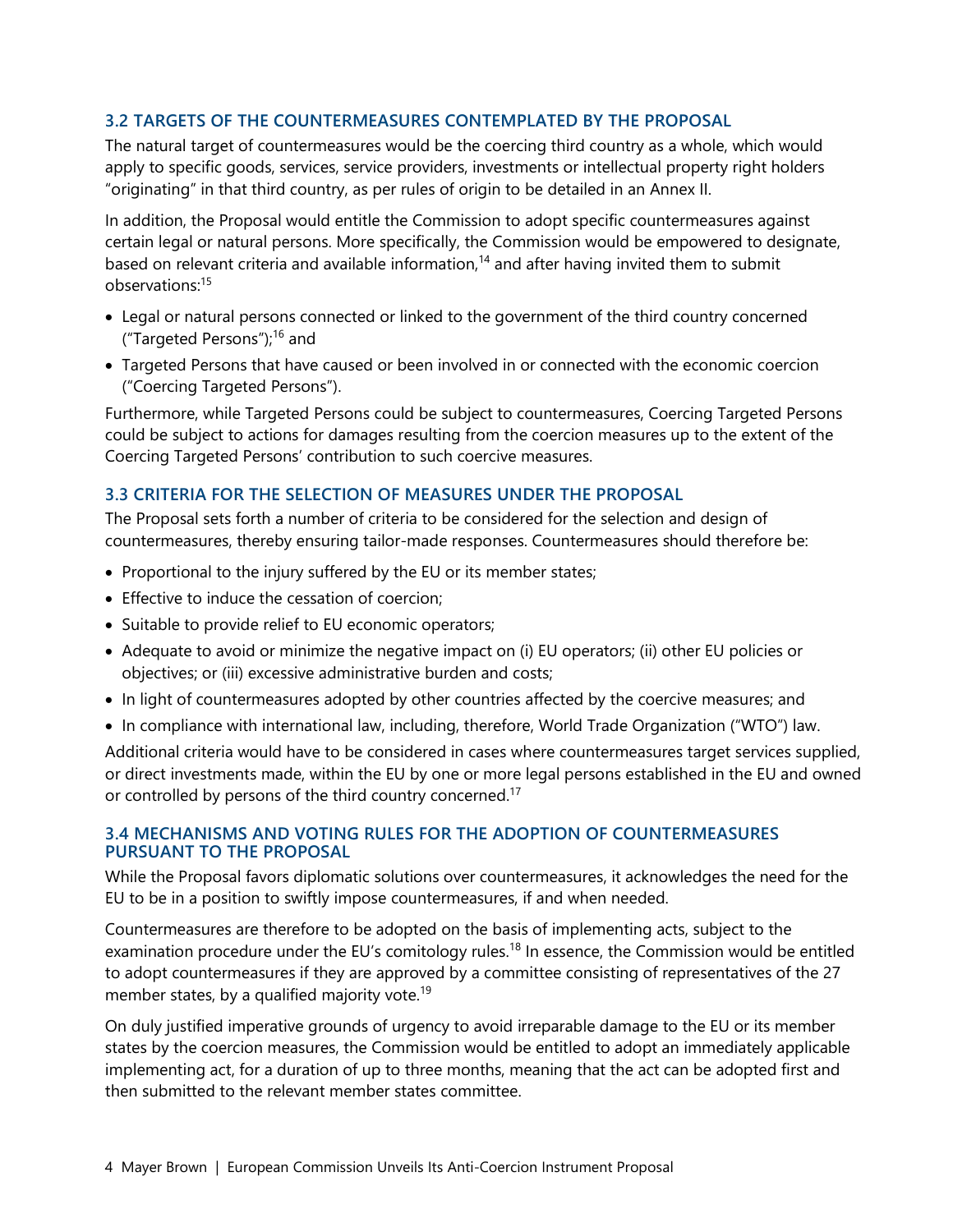### 3.2 TARGETS OF THE COUNTERMEASURES CONTEMPLATED BY THE PROPOSAL

The natural target of countermeasures would be the coercing third country as a whole, which would apply to specific goods, services, service providers, investments or intellectual property right holders "originating" in that third country, as per rules of origin to be detailed in an Annex II.

In addition, the Proposal would entitle the Commission to adopt specific countermeasures against certain legal or natural persons. More specifically, the Commission would be empowered to designate, based on relevant criteria and available information,[14] and after having invited them to submit observations:[15]

- Legal or natural persons connected or linked to the government of the third country concerned ("Targeted Persons");[16] and
- Targeted Persons that have caused or been involved in or connected with the economic coercion ("Coercing Targeted Persons").

Furthermore, while Targeted Persons could be subject to countermeasures, Coercing Targeted Persons could be subject to actions for damages resulting from the coercion measures up to the extent of the Coercing Targeted Persons' contribution to such coercive measures.

### 3.3 CRITERIA FOR THE SELECTION OF MEASURES UNDER THE PROPOSAL

The Proposal sets forth a number of criteria to be considered for the selection and design of countermeasures, thereby ensuring tailor-made responses. Countermeasures should therefore be:

- Proportional to the injury suffered by the EU or its member states;
- Effective to induce the cessation of coercion;
- Suitable to provide relief to EU economic operators;
- Adequate to avoid or minimize the negative impact on (i) EU operators; (ii) other EU policies or objectives; or (iii) excessive administrative burden and costs;
- In light of countermeasures adopted by other countries affected by the coercive measures; and
- In compliance with international law, including, therefore, World Trade Organization ("WTO") law.

Additional criteria would have to be considered in cases where countermeasures target services supplied, or direct investments made, within the EU by one or more legal persons established in the EU and owned or controlled by persons of the third country concerned.[17]

### 3.4 MECHANISMS AND VOTING RULES FOR THE ADOPTION OF COUNTERMEASURES PURSUANT TO THE PROPOSAL

While the Proposal favors diplomatic solutions over countermeasures, it acknowledges the need for the EU to be in a position to swiftly impose countermeasures, if and when needed.

Countermeasures are therefore to be adopted on the basis of implementing acts, subject to the examination procedure under the EU's comitology rules.[18] In essence, the Commission would be entitled to adopt countermeasures if they are approved by a committee consisting of representatives of the 27 member states, by a qualified majority vote.[19]

On duly justified imperative grounds of urgency to avoid irreparable damage to the EU or its member states by the coercion measures, the Commission would be entitled to adopt an immediately applicable implementing act, for a duration of up to three months, meaning that the act can be adopted first and then submitted to the relevant member states committee.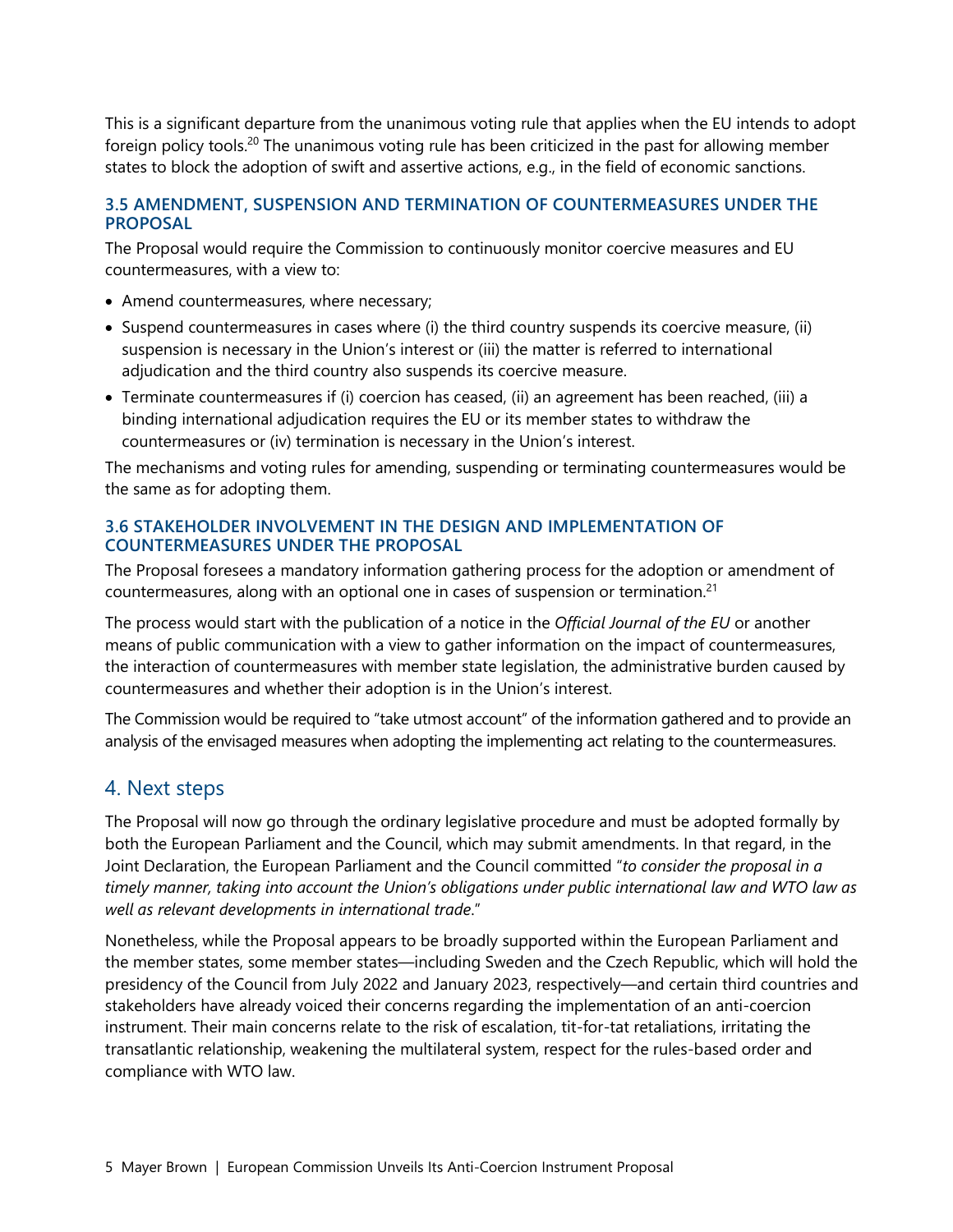This is a significant departure from the unanimous voting rule that applies when the EU intends to adopt foreign policy tools.[20] The unanimous voting rule has been criticized in the past for allowing member states to block the adoption of swift and assertive actions, e.g., in the field of economic sanctions.

### 3.5 AMENDMENT, SUSPENSION AND TERMINATION OF COUNTERMEASURES UNDER THE PROPOSAL

The Proposal would require the Commission to continuously monitor coercive measures and EU countermeasures, with a view to:

- Amend countermeasures, where necessary;
- Suspend countermeasures in cases where (i) the third country suspends its coercive measure, (ii) suspension is necessary in the Union's interest or (iii) the matter is referred to international adjudication and the third country also suspends its coercive measure.
- Terminate countermeasures if (i) coercion has ceased, (ii) an agreement has been reached, (iii) a binding international adjudication requires the EU or its member states to withdraw the countermeasures or (iv) termination is necessary in the Union's interest.

The mechanisms and voting rules for amending, suspending or terminating countermeasures would be the same as for adopting them.

### 3.6 STAKEHOLDER INVOLVEMENT IN THE DESIGN AND IMPLEMENTATION OF COUNTERMEASURES UNDER THE PROPOSAL

The Proposal foresees a mandatory information gathering process for the adoption or amendment of countermeasures, along with an optional one in cases of suspension or termination.[21]

The process would start with the publication of a notice in the *Official Journal of the EU* or another means of public communication with a view to gather information on the impact of countermeasures, the interaction of countermeasures with member state legislation, the administrative burden caused by countermeasures and whether their adoption is in the Union's interest.

The Commission would be required to "take utmost account" of the information gathered and to provide an analysis of the envisaged measures when adopting the implementing act relating to the countermeasures.

## 4. Next steps

The Proposal will now go through the ordinary legislative procedure and must be adopted formally by both the European Parliament and the Council, which may submit amendments. In that regard, in the Joint Declaration, the European Parliament and the Council committed "*to consider the proposal in a timely manner, taking into account the Union's obligations under public international law and WTO law as well as relevant developments in international trade*."

Nonetheless, while the Proposal appears to be broadly supported within the European Parliament and the member states, some member states—including Sweden and the Czech Republic, which will hold the presidency of the Council from July 2022 and January 2023, respectively—and certain third countries and stakeholders have already voiced their concerns regarding the implementation of an anti-coercion instrument. Their main concerns relate to the risk of escalation, tit-for-tat retaliations, irritating the transatlantic relationship, weakening the multilateral system, respect for the rules-based order and compliance with WTO law.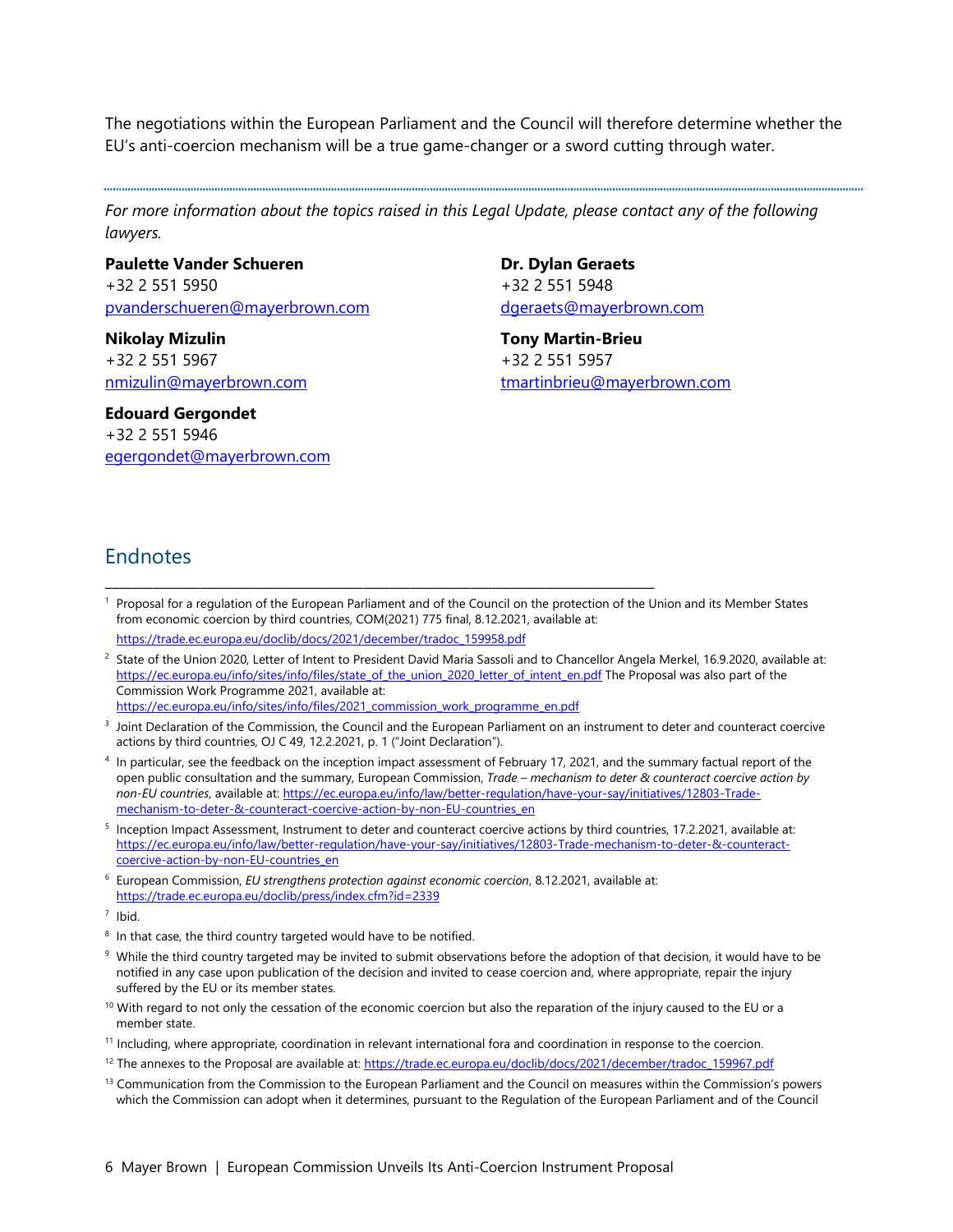The negotiations within the European Parliament and the Council will therefore determine whether the EU's anti-coercion mechanism will be a true game-changer or a sword cutting through water.

---

*For more information about the topics raised in this Legal Update, please contact any of the following lawyers.*

**Paulette Vander Schueren**
+32 2 551 5950
pvanderschueren@mayerbrown.com

**Dr. Dylan Geraets**
+32 2 551 5948
dgeraets@mayerbrown.com

**Nikolay Mizulin**
+32 2 551 5967
nmizulin@mayerbrown.com

**Tony Martin-Brieu**
+32 2 551 5957
tmartinbrieu@mayerbrown.com

**Edouard Gergondet**
+32 2 551 5946
egergondet@mayerbrown.com

## Endnotes

[1] Proposal for a regulation of the European Parliament and of the Council on the protection of the Union and its Member States from economic coercion by third countries, COM(2021) 775 final, 8.12.2021, available at: https://trade.ec.europa.eu/doclib/docs/2021/december/tradoc_159958.pdf

[2] State of the Union 2020, Letter of Intent to President David Maria Sassoli and to Chancellor Angela Merkel, 16.9.2020, available at: https://ec.europa.eu/info/sites/info/files/state_of_the_union_2020_letter_of_intent_en.pdf The Proposal was also part of the Commission Work Programme 2021, available at: https://ec.europa.eu/info/sites/info/files/2021_commission_work_programme_en.pdf

[3] Joint Declaration of the Commission, the Council and the European Parliament on an instrument to deter and counteract coercive actions by third countries, OJ C 49, 12.2.2021, p. 1 ("Joint Declaration").

[4] In particular, see the feedback on the inception impact assessment of February 17, 2021, and the summary factual report of the open public consultation and the summary, European Commission, *Trade – mechanism to deter & counteract coercive action by non-EU countries*, available at: https://ec.europa.eu/info/law/better-regulation/have-your-say/initiatives/12803-Trade-mechanism-to-deter-&-counteract-coercive-action-by-non-EU-countries_en

[5] Inception Impact Assessment, Instrument to deter and counteract coercive actions by third countries, 17.2.2021, available at: https://ec.europa.eu/info/law/better-regulation/have-your-say/initiatives/12803-Trade-mechanism-to-deter-&-counteract-coercive-action-by-non-EU-countries_en

[6] European Commission, *EU strengthens protection against economic coercion*, 8.12.2021, available at: https://trade.ec.europa.eu/doclib/press/index.cfm?id=2339

[7] Ibid.

[8] In that case, the third country targeted would have to be notified.

[9] While the third country targeted may be invited to submit observations before the adoption of that decision, it would have to be notified in any case upon publication of the decision and invited to cease coercion and, where appropriate, repair the injury suffered by the EU or its member states.

[10] With regard to not only the cessation of the economic coercion but also the reparation of the injury caused to the EU or a member state.

[11] Including, where appropriate, coordination in relevant international fora and coordination in response to the coercion.

[12] The annexes to the Proposal are available at: https://trade.ec.europa.eu/doclib/docs/2021/december/tradoc_159967.pdf

[13] Communication from the Commission to the European Parliament and the Council on measures within the Commission's powers which the Commission can adopt when it determines, pursuant to the Regulation of the European Parliament and of the Council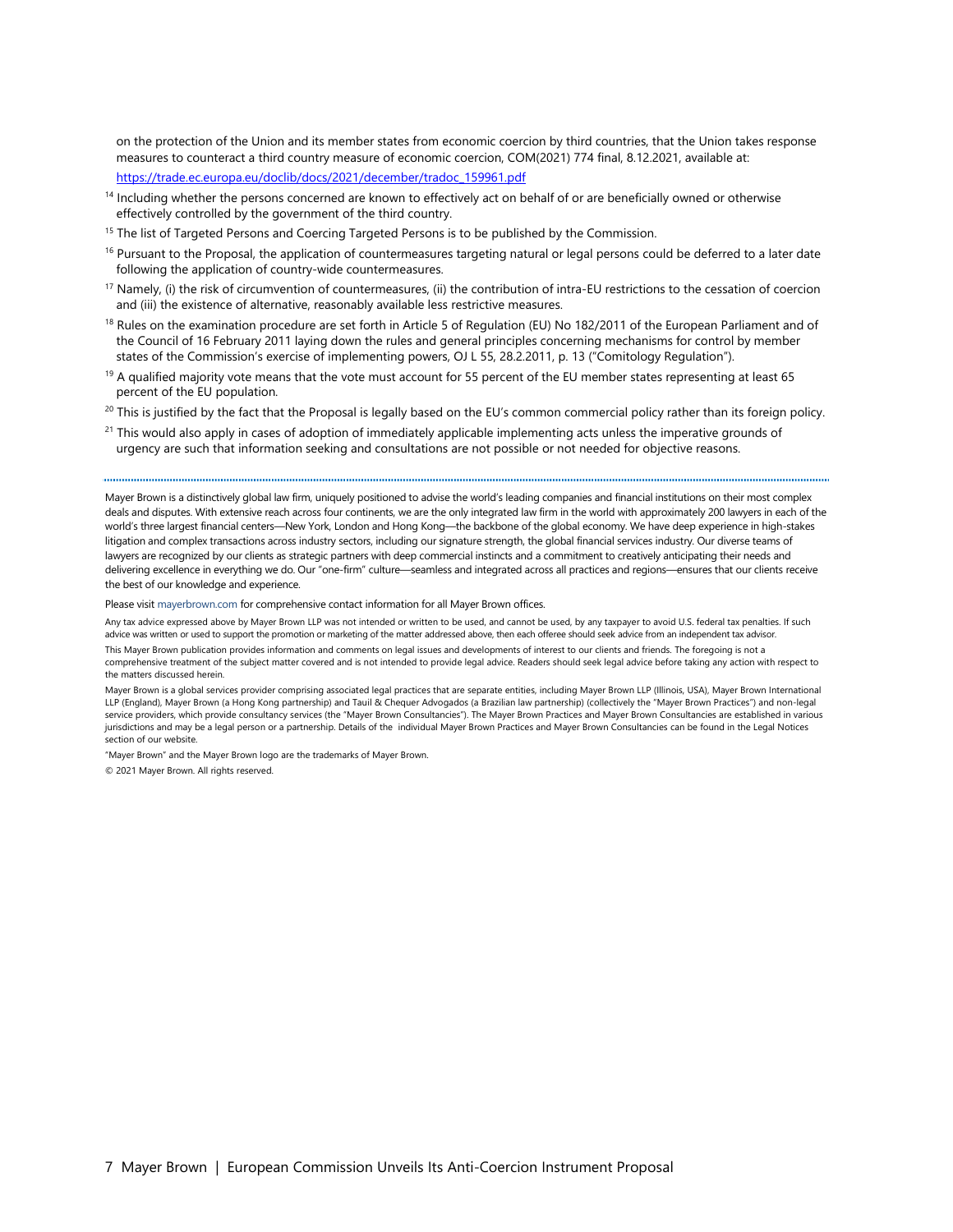on the protection of the Union and its member states from economic coercion by third countries, that the Union takes response measures to counteract a third country measure of economic coercion, COM(2021) 774 final, 8.12.2021, available at: https://trade.ec.europa.eu/doclib/docs/2021/december/tradoc_159961.pdf

[14] Including whether the persons concerned are known to effectively act on behalf of or are beneficially owned or otherwise effectively controlled by the government of the third country.

[15] The list of Targeted Persons and Coercing Targeted Persons is to be published by the Commission.

[16] Pursuant to the Proposal, the application of countermeasures targeting natural or legal persons could be deferred to a later date following the application of country-wide countermeasures.

[17] Namely, (i) the risk of circumvention of countermeasures, (ii) the contribution of intra-EU restrictions to the cessation of coercion and (iii) the existence of alternative, reasonably available less restrictive measures.

[18] Rules on the examination procedure are set forth in Article 5 of Regulation (EU) No 182/2011 of the European Parliament and of the Council of 16 February 2011 laying down the rules and general principles concerning mechanisms for control by member states of the Commission's exercise of implementing powers, OJ L 55, 28.2.2011, p. 13 ("Comitology Regulation").

[19] A qualified majority vote means that the vote must account for 55 percent of the EU member states representing at least 65 percent of the EU population.

[20] This is justified by the fact that the Proposal is legally based on the EU's common commercial policy rather than its foreign policy.

[21] This would also apply in cases of adoption of immediately applicable implementing acts unless the imperative grounds of urgency are such that information seeking and consultations are not possible or not needed for objective reasons.

---

Mayer Brown is a distinctively global law firm, uniquely positioned to advise the world's leading companies and financial institutions on their most complex deals and disputes. With extensive reach across four continents, we are the only integrated law firm in the world with approximately 200 lawyers in each of the world's three largest financial centers—New York, London and Hong Kong—the backbone of the global economy. We have deep experience in high-stakes litigation and complex transactions across industry sectors, including our signature strength, the global financial services industry. Our diverse teams of lawyers are recognized by our clients as strategic partners with deep commercial instincts and a commitment to creatively anticipating their needs and delivering excellence in everything we do. Our "one-firm" culture—seamless and integrated across all practices and regions—ensures that our clients receive the best of our knowledge and experience.

Please visit mayerbrown.com for comprehensive contact information for all Mayer Brown offices.

Any tax advice expressed above by Mayer Brown LLP was not intended or written to be used, and cannot be used, by any taxpayer to avoid U.S. federal tax penalties. If such advice was written or used to support the promotion or marketing of the matter addressed above, then each offeree should seek advice from an independent tax advisor.

This Mayer Brown publication provides information and comments on legal issues and developments of interest to our clients and friends. The foregoing is not a comprehensive treatment of the subject matter covered and is not intended to provide legal advice. Readers should seek legal advice before taking any action with respect to the matters discussed herein.

Mayer Brown is a global services provider comprising associated legal practices that are separate entities, including Mayer Brown LLP (Illinois, USA), Mayer Brown International LLP (England), Mayer Brown (a Hong Kong partnership) and Tauil & Chequer Advogados (a Brazilian law partnership) (collectively the "Mayer Brown Practices") and non-legal service providers, which provide consultancy services (the "Mayer Brown Consultancies"). The Mayer Brown Practices and Mayer Brown Consultancies are established in various jurisdictions and may be a legal person or a partnership. Details of the individual Mayer Brown Practices and Mayer Brown Consultancies can be found in the Legal Notices section of our website.

"Mayer Brown" and the Mayer Brown logo are the trademarks of Mayer Brown.

© 2021 Mayer Brown. All rights reserved.